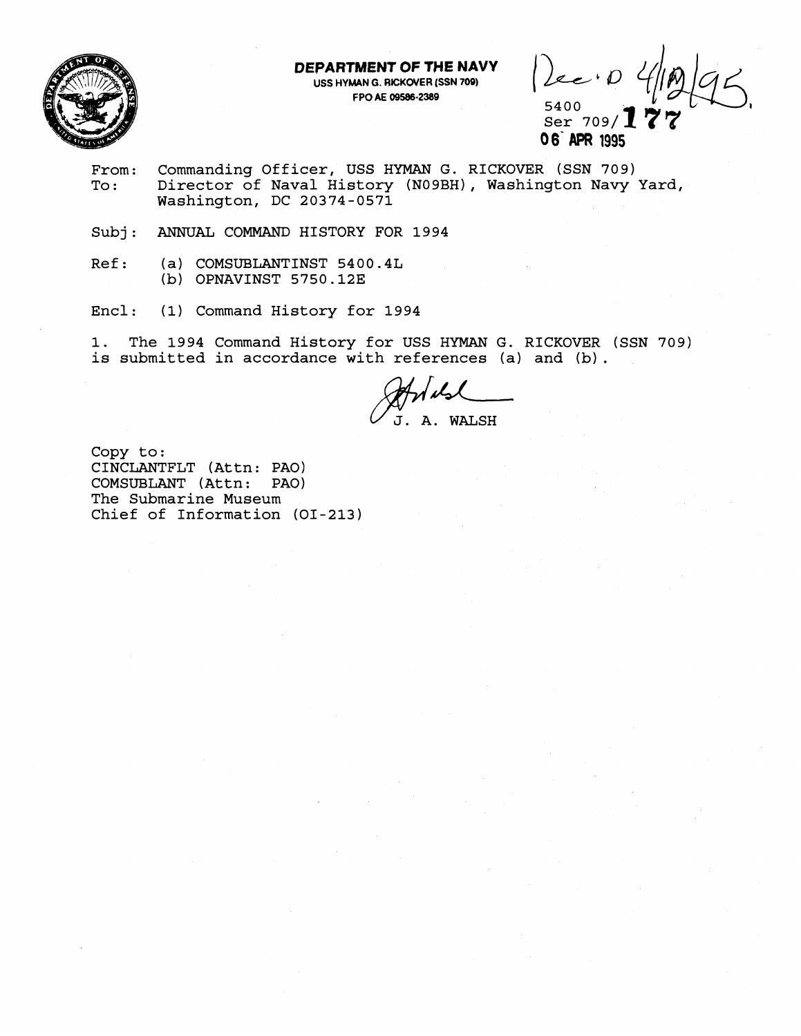**DEPARTMENT OF THE NAVY**
USS HYMAN G. RICKOVER (SSN 709)
FPO AE 09586-2389

Rec'd 4/12/95

5400
Ser 709/177
06 APR 1995

From: Commanding Officer, USS HYMAN G. RICKOVER (SSN 709)
To: Director of Naval History (N09BH), Washington Navy Yard, Washington, DC 20374-0571

Subj: ANNUAL COMMAND HISTORY FOR 1994

Ref: (a) COMSUBLANTINST 5400.4L
(b) OPNAVINST 5750.12E

Encl: (1) Command History for 1994

1. The 1994 Command History for USS HYMAN G. RICKOVER (SSN 709) is submitted in accordance with references (a) and (b).

J. A. WALSH

Copy to:
CINCLANTFLT (Attn: PAO)
COMSUBLANT (Attn: PAO)
The Submarine Museum
Chief of Information (OI-213)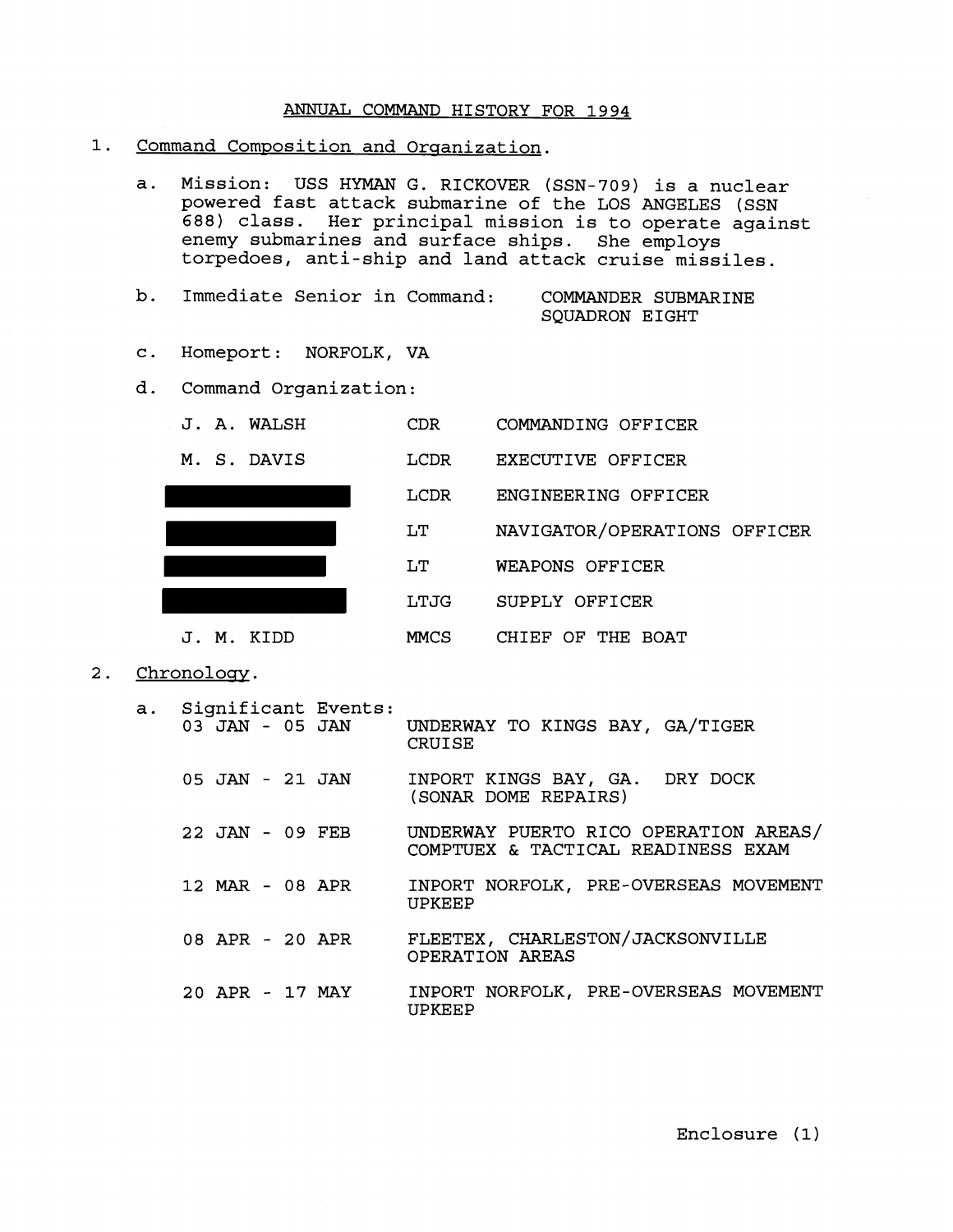# ANNUAL COMMAND HISTORY FOR 1994

1. Command Composition and Organization.

   a. Mission: USS HYMAN G. RICKOVER (SSN-709) is a nuclear powered fast attack submarine of the LOS ANGELES (SSN 688) class. Her principal mission is to operate against enemy submarines and surface ships. She employs torpedoes, anti-ship and land attack cruise missiles.

   b. Immediate Senior in Command: COMMANDER SUBMARINE SQUADRON EIGHT

   c. Homeport: NORFOLK, VA

   d. Command Organization:

| | | |
|---|---|---|
| J. A. WALSH | CDR | COMMANDING OFFICER |
| M. S. DAVIS | LCDR | EXECUTIVE OFFICER |
| [REDACTED] | LCDR | ENGINEERING OFFICER |
| [REDACTED] | LT | NAVIGATOR/OPERATIONS OFFICER |
| [REDACTED] | LT | WEAPONS OFFICER |
| [REDACTED] | LTJG | SUPPLY OFFICER |
| J. M. KIDD | MMCS | CHIEF OF THE BOAT |

2. Chronology.

   a. Significant Events:

| | |
|---|---|
| 03 JAN - 05 JAN | UNDERWAY TO KINGS BAY, GA/TIGER CRUISE |
| 05 JAN - 21 JAN | INPORT KINGS BAY, GA. DRY DOCK (SONAR DOME REPAIRS) |
| 22 JAN - 09 FEB | UNDERWAY PUERTO RICO OPERATION AREAS/ COMPTUEX & TACTICAL READINESS EXAM |
| 12 MAR - 08 APR | INPORT NORFOLK, PRE-OVERSEAS MOVEMENT UPKEEP |
| 08 APR - 20 APR | FLEETEX, CHARLESTON/JACKSONVILLE OPERATION AREAS |
| 20 APR - 17 MAY | INPORT NORFOLK, PRE-OVERSEAS MOVEMENT UPKEEP |

Enclosure (1)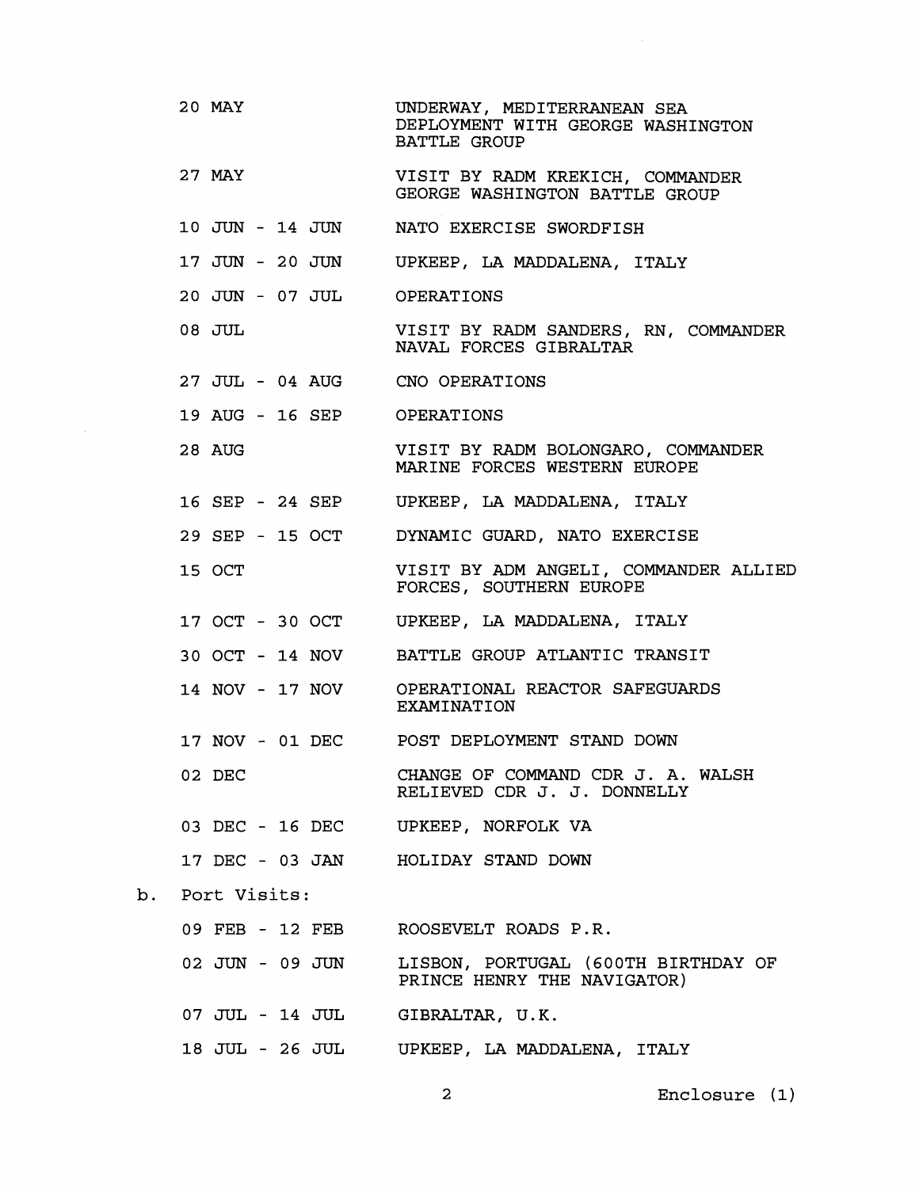| | |
|---|---|
| 20 MAY | UNDERWAY, MEDITERRANEAN SEA DEPLOYMENT WITH GEORGE WASHINGTON BATTLE GROUP |
| 27 MAY | VISIT BY RADM KREKICH, COMMANDER GEORGE WASHINGTON BATTLE GROUP |
| 10 JUN - 14 JUN | NATO EXERCISE SWORDFISH |
| 17 JUN - 20 JUN | UPKEEP, LA MADDALENA, ITALY |
| 20 JUN - 07 JUL | OPERATIONS |
| 08 JUL | VISIT BY RADM SANDERS, RN, COMMANDER NAVAL FORCES GIBRALTAR |
| 27 JUL - 04 AUG | CNO OPERATIONS |
| 19 AUG - 16 SEP | OPERATIONS |
| 28 AUG | VISIT BY RADM BOLONGARO, COMMANDER MARINE FORCES WESTERN EUROPE |
| 16 SEP - 24 SEP | UPKEEP, LA MADDALENA, ITALY |
| 29 SEP - 15 OCT | DYNAMIC GUARD, NATO EXERCISE |
| 15 OCT | VISIT BY ADM ANGELI, COMMANDER ALLIED FORCES, SOUTHERN EUROPE |
| 17 OCT - 30 OCT | UPKEEP, LA MADDALENA, ITALY |
| 30 OCT - 14 NOV | BATTLE GROUP ATLANTIC TRANSIT |
| 14 NOV - 17 NOV | OPERATIONAL REACTOR SAFEGUARDS EXAMINATION |
| 17 NOV - 01 DEC | POST DEPLOYMENT STAND DOWN |
| 02 DEC | CHANGE OF COMMAND CDR J. A. WALSH RELIEVED CDR J. J. DONNELLY |
| 03 DEC - 16 DEC | UPKEEP, NORFOLK VA |
| 17 DEC - 03 JAN | HOLIDAY STAND DOWN |

b. Port Visits:

| | |
|---|---|
| 09 FEB - 12 FEB | ROOSEVELT ROADS P.R. |
| 02 JUN - 09 JUN | LISBON, PORTUGAL (600TH BIRTHDAY OF PRINCE HENRY THE NAVIGATOR) |
| 07 JUL - 14 JUL | GIBRALTAR, U.K. |
| 18 JUL - 26 JUL | UPKEEP, LA MADDALENA, ITALY |

Enclosure (1)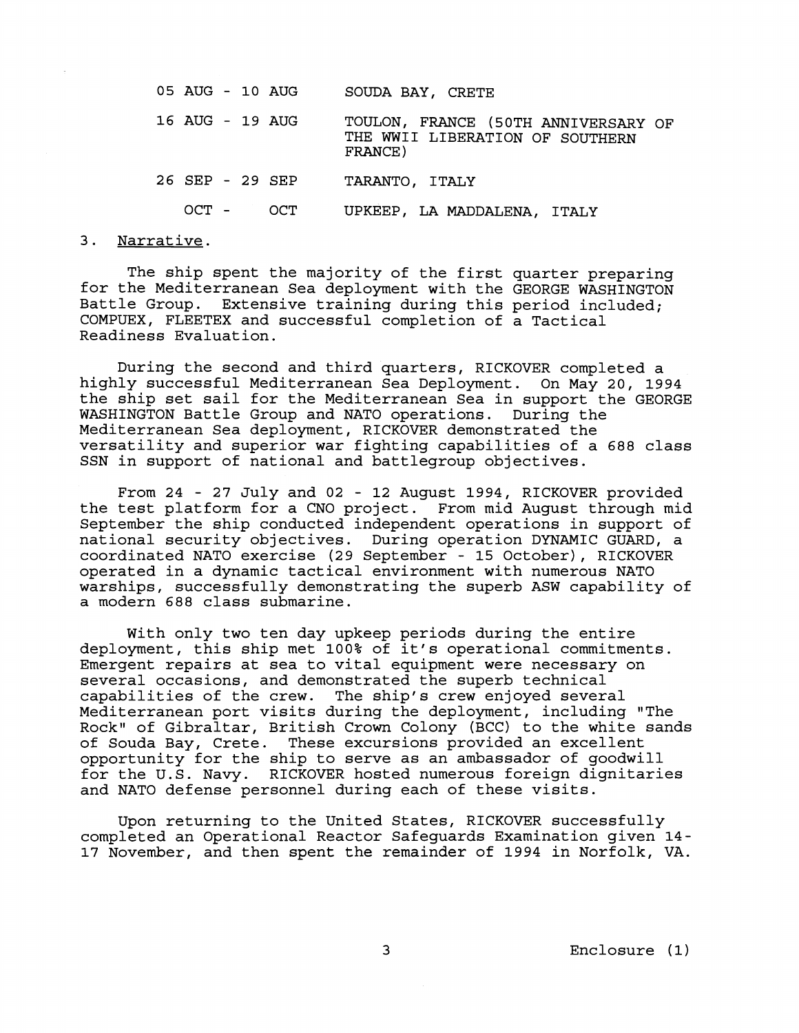| | |
|---|---|
| 05 AUG - 10 AUG | SOUDA BAY, CRETE |
| 16 AUG - 19 AUG | TOULON, FRANCE (50TH ANNIVERSARY OF THE WWII LIBERATION OF SOUTHERN FRANCE) |
| 26 SEP - 29 SEP | TARANTO, ITALY |
| OCT - OCT | UPKEEP, LA MADDALENA, ITALY |

3. Narrative.

The ship spent the majority of the first quarter preparing for the Mediterranean Sea deployment with the GEORGE WASHINGTON Battle Group. Extensive training during this period included; COMPUEX, FLEETEX and successful completion of a Tactical Readiness Evaluation.

During the second and third quarters, RICKOVER completed a highly successful Mediterranean Sea Deployment. On May 20, 1994 the ship set sail for the Mediterranean Sea in support the GEORGE WASHINGTON Battle Group and NATO operations. During the Mediterranean Sea deployment, RICKOVER demonstrated the versatility and superior war fighting capabilities of a 688 class SSN in support of national and battlegroup objectives.

From 24 - 27 July and 02 - 12 August 1994, RICKOVER provided the test platform for a CNO project. From mid August through mid September the ship conducted independent operations in support of national security objectives. During operation DYNAMIC GUARD, a coordinated NATO exercise (29 September - 15 October), RICKOVER operated in a dynamic tactical environment with numerous NATO warships, successfully demonstrating the superb ASW capability of a modern 688 class submarine.

With only two ten day upkeep periods during the entire deployment, this ship met 100% of it's operational commitments. Emergent repairs at sea to vital equipment were necessary on several occasions, and demonstrated the superb technical capabilities of the crew. The ship's crew enjoyed several Mediterranean port visits during the deployment, including "The Rock" of Gibraltar, British Crown Colony (BCC) to the white sands of Souda Bay, Crete. These excursions provided an excellent opportunity for the ship to serve as an ambassador of goodwill for the U.S. Navy. RICKOVER hosted numerous foreign dignitaries and NATO defense personnel during each of these visits.

Upon returning to the United States, RICKOVER successfully completed an Operational Reactor Safeguards Examination given 14-17 November, and then spent the remainder of 1994 in Norfolk, VA.

Enclosure (1)